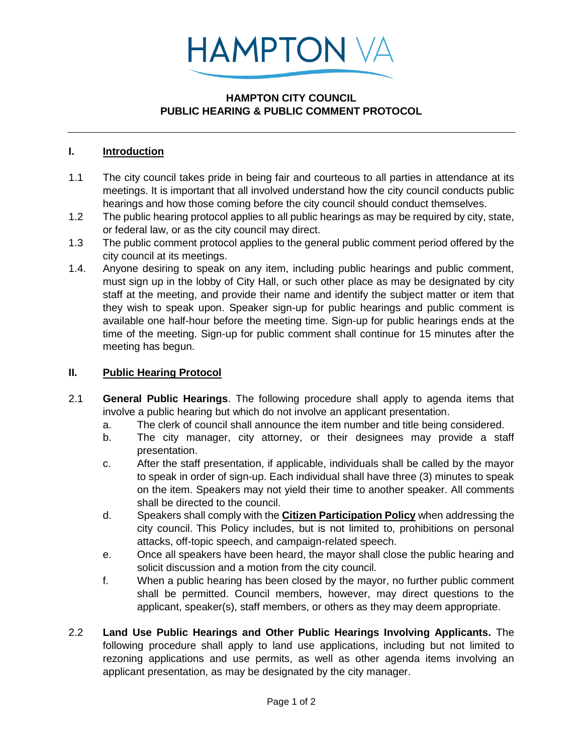# HAMPTON VA

## HAMPTON CITY COUNCIL
## PUBLIC HEARING & PUBLIC COMMENT PROTOCOL

---

### I. Introduction

1.1 The city council takes pride in being fair and courteous to all parties in attendance at its meetings. It is important that all involved understand how the city council conducts public hearings and how those coming before the city council should conduct themselves.

1.2 The public hearing protocol applies to all public hearings as may be required by city, state, or federal law, or as the city council may direct.

1.3 The public comment protocol applies to the general public comment period offered by the city council at its meetings.

1.4. Anyone desiring to speak on any item, including public hearings and public comment, must sign up in the lobby of City Hall, or such other place as may be designated by city staff at the meeting, and provide their name and identify the subject matter or item that they wish to speak upon. Speaker sign-up for public hearings and public comment is available one half-hour before the meeting time. Sign-up for public hearings ends at the time of the meeting. Sign-up for public comment shall continue for 15 minutes after the meeting has begun.

### II. Public Hearing Protocol

2.1 **General Public Hearings**. The following procedure shall apply to agenda items that involve a public hearing but which do not involve an applicant presentation.

a. The clerk of council shall announce the item number and title being considered.

b. The city manager, city attorney, or their designees may provide a staff presentation.

c. After the staff presentation, if applicable, individuals shall be called by the mayor to speak in order of sign-up. Each individual shall have three (3) minutes to speak on the item. Speakers may not yield their time to another speaker. All comments shall be directed to the council.

d. Speakers shall comply with the **Citizen Participation Policy** when addressing the city council. This Policy includes, but is not limited to, prohibitions on personal attacks, off-topic speech, and campaign-related speech.

e. Once all speakers have been heard, the mayor shall close the public hearing and solicit discussion and a motion from the city council.

f. When a public hearing has been closed by the mayor, no further public comment shall be permitted. Council members, however, may direct questions to the applicant, speaker(s), staff members, or others as they may deem appropriate.

2.2 **Land Use Public Hearings and Other Public Hearings Involving Applicants.** The following procedure shall apply to land use applications, including but not limited to rezoning applications and use permits, as well as other agenda items involving an applicant presentation, as may be designated by the city manager.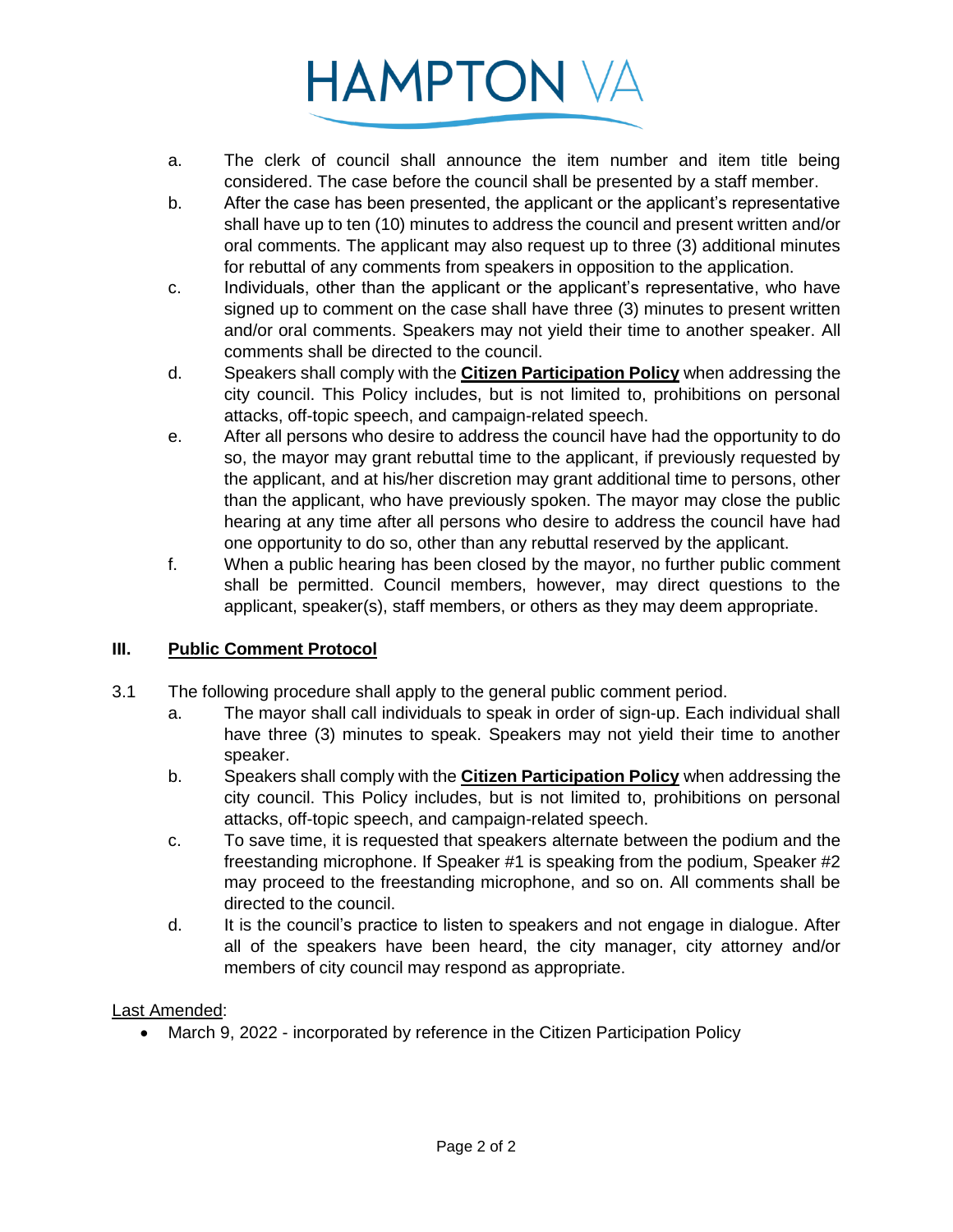a. The clerk of council shall announce the item number and item title being considered. The case before the council shall be presented by a staff member.

b. After the case has been presented, the applicant or the applicant's representative shall have up to ten (10) minutes to address the council and present written and/or oral comments. The applicant may also request up to three (3) additional minutes for rebuttal of any comments from speakers in opposition to the application.

c. Individuals, other than the applicant or the applicant's representative, who have signed up to comment on the case shall have three (3) minutes to present written and/or oral comments. Speakers may not yield their time to another speaker. All comments shall be directed to the council.

d. Speakers shall comply with the **Citizen Participation Policy** when addressing the city council. This Policy includes, but is not limited to, prohibitions on personal attacks, off-topic speech, and campaign-related speech.

e. After all persons who desire to address the council have had the opportunity to do so, the mayor may grant rebuttal time to the applicant, if previously requested by the applicant, and at his/her discretion may grant additional time to persons, other than the applicant, who have previously spoken. The mayor may close the public hearing at any time after all persons who desire to address the council have had one opportunity to do so, other than any rebuttal reserved by the applicant.

f. When a public hearing has been closed by the mayor, no further public comment shall be permitted. Council members, however, may direct questions to the applicant, speaker(s), staff members, or others as they may deem appropriate.

## III. Public Comment Protocol

3.1 The following procedure shall apply to the general public comment period.

a. The mayor shall call individuals to speak in order of sign-up. Each individual shall have three (3) minutes to speak. Speakers may not yield their time to another speaker.

b. Speakers shall comply with the **Citizen Participation Policy** when addressing the city council. This Policy includes, but is not limited to, prohibitions on personal attacks, off-topic speech, and campaign-related speech.

c. To save time, it is requested that speakers alternate between the podium and the freestanding microphone. If Speaker #1 is speaking from the podium, Speaker #2 may proceed to the freestanding microphone, and so on. All comments shall be directed to the council.

d. It is the council's practice to listen to speakers and not engage in dialogue. After all of the speakers have been heard, the city manager, city attorney and/or members of city council may respond as appropriate.

Last Amended:

- March 9, 2022 - incorporated by reference in the Citizen Participation Policy